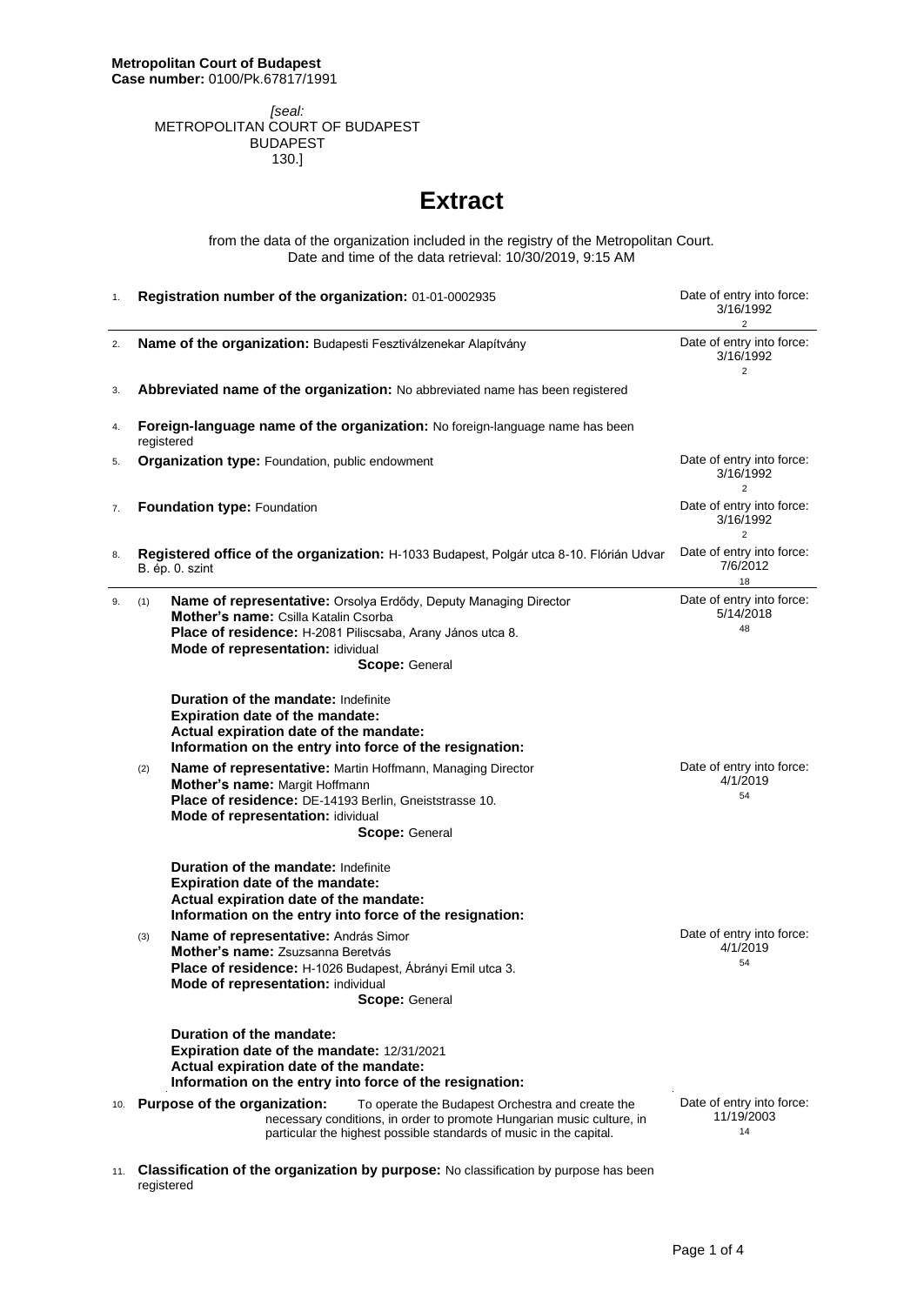**Metropolitan Court of Budapest**
**Case number:** 0100/Pk.67817/1991

*[seal:*
METROPOLITAN COURT OF BUDAPEST
BUDAPEST
130.]

# Extract

from the data of the organization included in the registry of the Metropolitan Court.
Date and time of the data retrieval: 10/30/2019, 9:15 AM

1. **Registration number of the organization:** 01-01-0002935
   Date of entry into force: 3/16/1992
   2

2. **Name of the organization:** Budapesti Fesztiválzenekar Alapítvány
   Date of entry into force: 3/16/1992
   2

3. **Abbreviated name of the organization:** No abbreviated name has been registered

4. **Foreign-language name of the organization:** No foreign-language name has been registered

5. **Organization type:** Foundation, public endowment
   Date of entry into force: 3/16/1992
   2

7. **Foundation type:** Foundation
   Date of entry into force: 3/16/1992
   2

8. **Registered office of the organization:** H-1033 Budapest, Polgár utca 8-10. Flórián Udvar B. ép. 0. szint
   Date of entry into force: 7/6/2012
   18

9. (1) **Name of representative:** Orsolya Erdődy, Deputy Managing Director
   **Mother's name:** Csilla Katalin Csorba
   **Place of residence:** H-2081 Piliscsaba, Arany János utca 8.
   **Mode of representation:** idividual
   **Scope:** General
   Date of entry into force: 5/14/2018
   48

   **Duration of the mandate:** Indefinite
   **Expiration date of the mandate:**
   **Actual expiration date of the mandate:**
   **Information on the entry into force of the resignation:**

   (2) **Name of representative:** Martin Hoffmann, Managing Director
   **Mother's name:** Margit Hoffmann
   **Place of residence:** DE-14193 Berlin, Gneiststrasse 10.
   **Mode of representation:** idividual
   **Scope:** General
   Date of entry into force: 4/1/2019
   54

   **Duration of the mandate:** Indefinite
   **Expiration date of the mandate:**
   **Actual expiration date of the mandate:**
   **Information on the entry into force of the resignation:**

   (3) **Name of representative:** András Simor
   **Mother's name:** Zsuzsanna Beretvás
   **Place of residence:** H-1026 Budapest, Ábrányi Emil utca 3.
   **Mode of representation:** individual
   **Scope:** General
   Date of entry into force: 4/1/2019
   54

   **Duration of the mandate:**
   **Expiration date of the mandate:** 12/31/2021
   **Actual expiration date of the mandate:**
   **Information on the entry into force of the resignation:**

10. **Purpose of the organization:** To operate the Budapest Orchestra and create the necessary conditions, in order to promote Hungarian music culture, in particular the highest possible standards of music in the capital.
    Date of entry into force: 11/19/2003
    14

11. **Classification of the organization by purpose:** No classification by purpose has been registered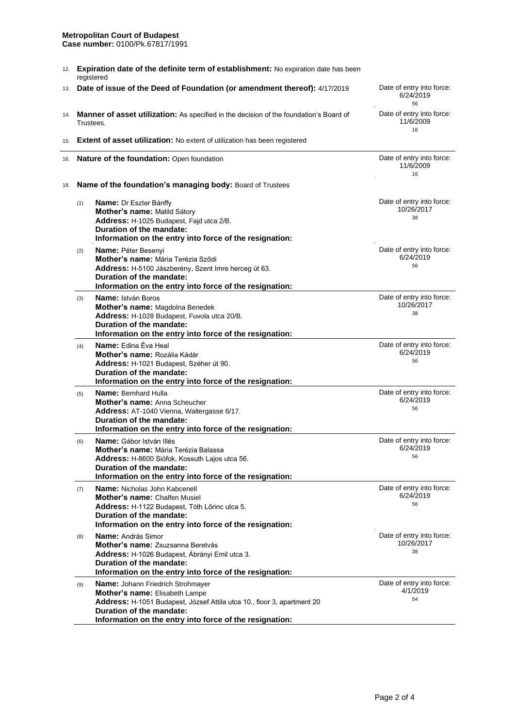**Metropolitan Court of Budapest**
**Case number:** 0100/Pk.67817/1991

12. **Expiration date of the definite term of establishment:** No expiration date has been registered

13. **Date of issue of the Deed of Foundation (or amendment thereof):** 4/17/2019 — Date of entry into force: 6/24/2019, 56

14. **Manner of asset utilization:** As specified in the decision of the foundation's Board of Trustees. — Date of entry into force: 11/6/2009, 16

15. **Extent of asset utilization:** No extent of utilization has been registered

16. **Nature of the foundation:** Open foundation — Date of entry into force: 11/6/2009, 16

18. **Name of the foundation's managing body:** Board of Trustees

| No. | Details | Date of entry into force |
|---|---|---|
| (1) | **Name:** Dr Eszter Bánffy<br>**Mother's name:** Matild Sátory<br>**Address:** H-1025 Budapest, Fajd utca 2/B.<br>**Duration of the mandate:**<br>**Information on the entry into force of the resignation:** | 10/26/2017<br>38 |
| (2) | **Name:** Péter Besenyi<br>**Mother's name:** Mária Terézia Sződi<br>**Address:** H-5100 Jászberény, Szent Imre herceg út 63.<br>**Duration of the mandate:**<br>**Information on the entry into force of the resignation:** | 6/24/2019<br>56 |
| (3) | **Name:** István Boros<br>**Mother's name:** Magdolna Benedek<br>**Address:** H-1028 Budapest, Fuvola utca 20/B.<br>**Duration of the mandate:**<br>**Information on the entry into force of the resignation:** | 10/26/2017<br>38 |
| (4) | **Name:** Edina Éva Heal<br>**Mother's name:** Rozália Kádár<br>**Address:** H-1021 Budapest, Széher út 90.<br>**Duration of the mandate:**<br>**Information on the entry into force of the resignation:** | 6/24/2019<br>56 |
| (5) | **Name:** Bernhard Hulla<br>**Mother's name:** Anna Scheucher<br>**Address:** AT-1040 Vienna, Waltergasse 6/17.<br>**Duration of the mandate:**<br>**Information on the entry into force of the resignation:** | 6/24/2019<br>56 |
| (6) | **Name:** Gábor István Illés<br>**Mother's name:** Mária Terézia Balassa<br>**Address:** H-8600 Siófok, Kossuth Lajos utca 56.<br>**Duration of the mandate:**<br>**Information on the entry into force of the resignation:** | 6/24/2019<br>56 |
| (7) | **Name:** Nicholas John Kabcenell<br>**Mother's name:** Chalfen Musiel<br>**Address:** H-1122 Budapest, Tóth Lőrinc utca 5.<br>**Duration of the mandate:**<br>**Information on the entry into force of the resignation:** | 6/24/2019<br>56 |
| (8) | **Name:** András Simor<br>**Mother's name:** Zsuzsanna Beretvás<br>**Address:** H-1026 Budapest, Ábrányi Emil utca 3.<br>**Duration of the mandate:**<br>**Information on the entry into force of the resignation:** | 10/26/2017<br>38 |
| (9) | **Name:** Johann Friedrich Strohmayer<br>**Mother's name:** Elisabeth Lampe<br>**Address:** H-1051 Budapest, József Attila utca 10., floor 3, apartment 20<br>**Duration of the mandate:**<br>**Information on the entry into force of the resignation:** | 4/1/2019<br>54 |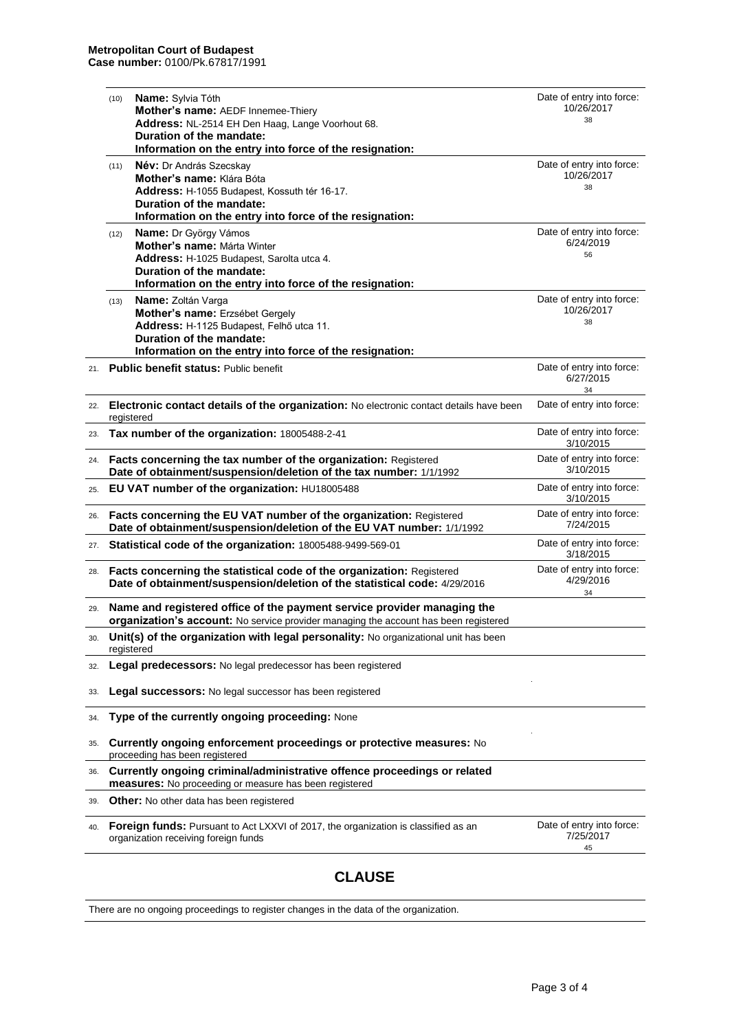**Metropolitan Court of Budapest**
**Case number:** 0100/Pk.67817/1991

| No. | Content | Date of entry into force |
|---|---|---|
| (10) | **Name:** Sylvia Tóth<br>**Mother's name:** AEDF Innemee-Thiery<br>**Address:** NL-2514 EH Den Haag, Lange Voorhout 68.<br>**Duration of the mandate:**<br>**Information on the entry into force of the resignation:** | Date of entry into force: 10/26/2017<br>38 |
| (11) | **Név:** Dr András Szecskay<br>**Mother's name:** Klára Bóta<br>**Address:** H-1055 Budapest, Kossuth tér 16-17.<br>**Duration of the mandate:**<br>**Information on the entry into force of the resignation:** | Date of entry into force: 10/26/2017<br>38 |
| (12) | **Name:** Dr György Vámos<br>**Mother's name:** Márta Winter<br>**Address:** H-1025 Budapest, Sarolta utca 4.<br>**Duration of the mandate:**<br>**Information on the entry into force of the resignation:** | Date of entry into force: 6/24/2019<br>56 |
| (13) | **Name:** Zoltán Varga<br>**Mother's name:** Erzsébet Gergely<br>**Address:** H-1125 Budapest, Felhő utca 11.<br>**Duration of the mandate:**<br>**Information on the entry into force of the resignation:** | Date of entry into force: 10/26/2017<br>38 |
| 21. | **Public benefit status:** Public benefit | Date of entry into force: 6/27/2015<br>34 |
| 22. | **Electronic contact details of the organization:** No electronic contact details have been registered | Date of entry into force: |
| 23. | **Tax number of the organization:** 18005488-2-41 | Date of entry into force: 3/10/2015 |
| 24. | **Facts concerning the tax number of the organization:** Registered<br>**Date of obtainment/suspension/deletion of the tax number:** 1/1/1992 | Date of entry into force: 3/10/2015 |
| 25. | **EU VAT number of the organization:** HU18005488 | Date of entry into force: 3/10/2015 |
| 26. | **Facts concerning the EU VAT number of the organization:** Registered<br>**Date of obtainment/suspension/deletion of the EU VAT number:** 1/1/1992 | Date of entry into force: 7/24/2015 |
| 27. | **Statistical code of the organization:** 18005488-9499-569-01 | Date of entry into force: 3/18/2015 |
| 28. | **Facts concerning the statistical code of the organization:** Registered<br>**Date of obtainment/suspension/deletion of the statistical code:** 4/29/2016 | Date of entry into force: 4/29/2016<br>34 |
| 29. | **Name and registered office of the payment service provider managing the organization's account:** No service provider managing the account has been registered | |
| 30. | **Unit(s) of the organization with legal personality:** No organizational unit has been registered | |
| 32. | **Legal predecessors:** No legal predecessor has been registered | |
| 33. | **Legal successors:** No legal successor has been registered | |
| 34. | **Type of the currently ongoing proceeding:** None | |
| 35. | **Currently ongoing enforcement proceedings or protective measures:** No proceeding has been registered | |
| 36. | **Currently ongoing criminal/administrative offence proceedings or related measures:** No proceeding or measure has been registered | |
| 39. | **Other:** No other data has been registered | |
| 40. | **Foreign funds:** Pursuant to Act LXXVI of 2017, the organization is classified as an organization receiving foreign funds | Date of entry into force: 7/25/2017<br>45 |

## CLAUSE

There are no ongoing proceedings to register changes in the data of the organization.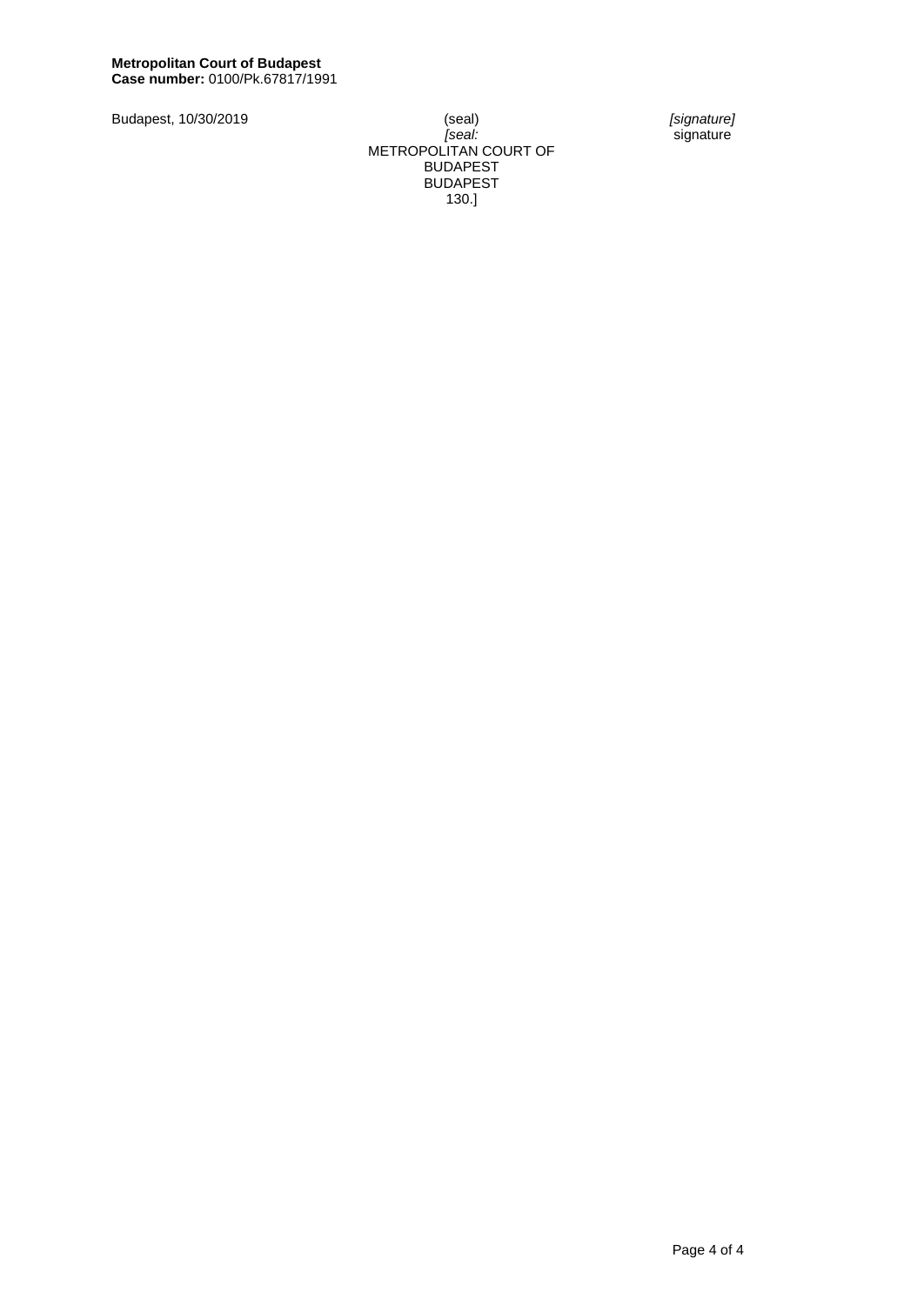**Metropolitan Court of Budapest**
**Case number:** 0100/Pk.67817/1991

Budapest, 10/30/2019

(seal)
*[seal:*
METROPOLITAN COURT OF
BUDAPEST
BUDAPEST
130.]

*[signature]*
signature